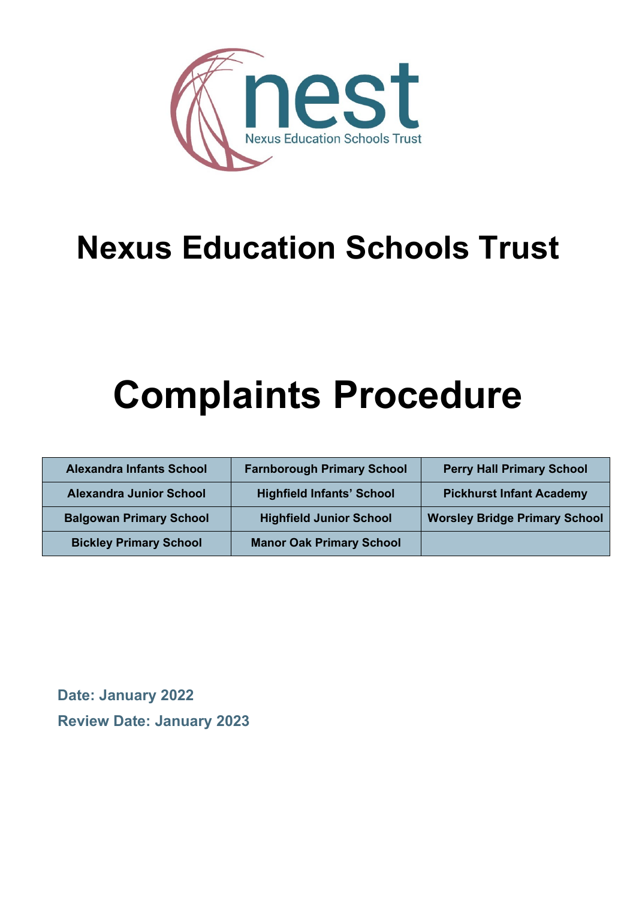# Nexus Education Schools Trust

# Complaints Procedure

| Alexandra Infants School | Farnborough Primary School | Perry Hall Primary School |
|---|---|---|
| Alexandra Junior School | Highfield Infants' School | Pickhurst Infant Academy |
| Balgowan Primary School | Highfield Junior School | Worsley Bridge Primary School |
| Bickley Primary School | Manor Oak Primary School | |

**Date: January 2022**

**Review Date: January 2023**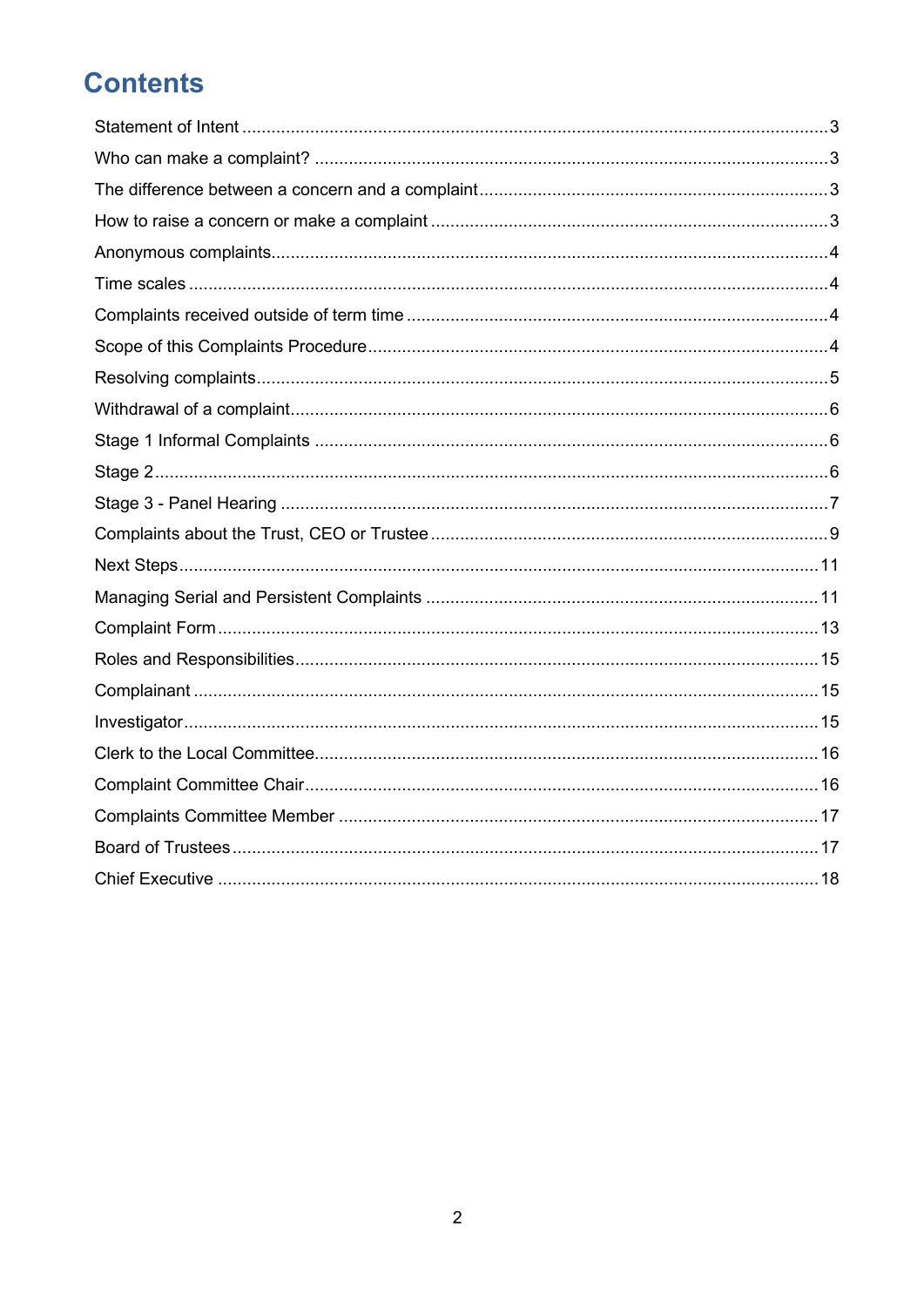# Contents

Statement of Intent ........................................................................................................3
Who can make a complaint? .........................................................................................3
The difference between a concern and a complaint........................................................3
How to raise a concern or make a complaint ..................................................................3
Anonymous complaints..................................................................................................4
Time scales ...................................................................................................................4
Complaints received outside of term time ......................................................................4
Scope of this Complaints Procedure..............................................................................4
Resolving complaints.....................................................................................................5
Withdrawal of a complaint..............................................................................................6
Stage 1 Informal Complaints .........................................................................................6
Stage 2..........................................................................................................................6
Stage 3 - Panel Hearing .................................................................................................7
Complaints about the Trust, CEO or Trustee ..................................................................9
Next Steps...................................................................................................................11
Managing Serial and Persistent Complaints .................................................................11
Complaint Form...........................................................................................................13
Roles and Responsibilities...........................................................................................15
Complainant ................................................................................................................15
Investigator..................................................................................................................15
Clerk to the Local Committee.......................................................................................16
Complaint Committee Chair.........................................................................................16
Complaints Committee Member ..................................................................................17
Board of Trustees........................................................................................................17
Chief Executive ...........................................................................................................18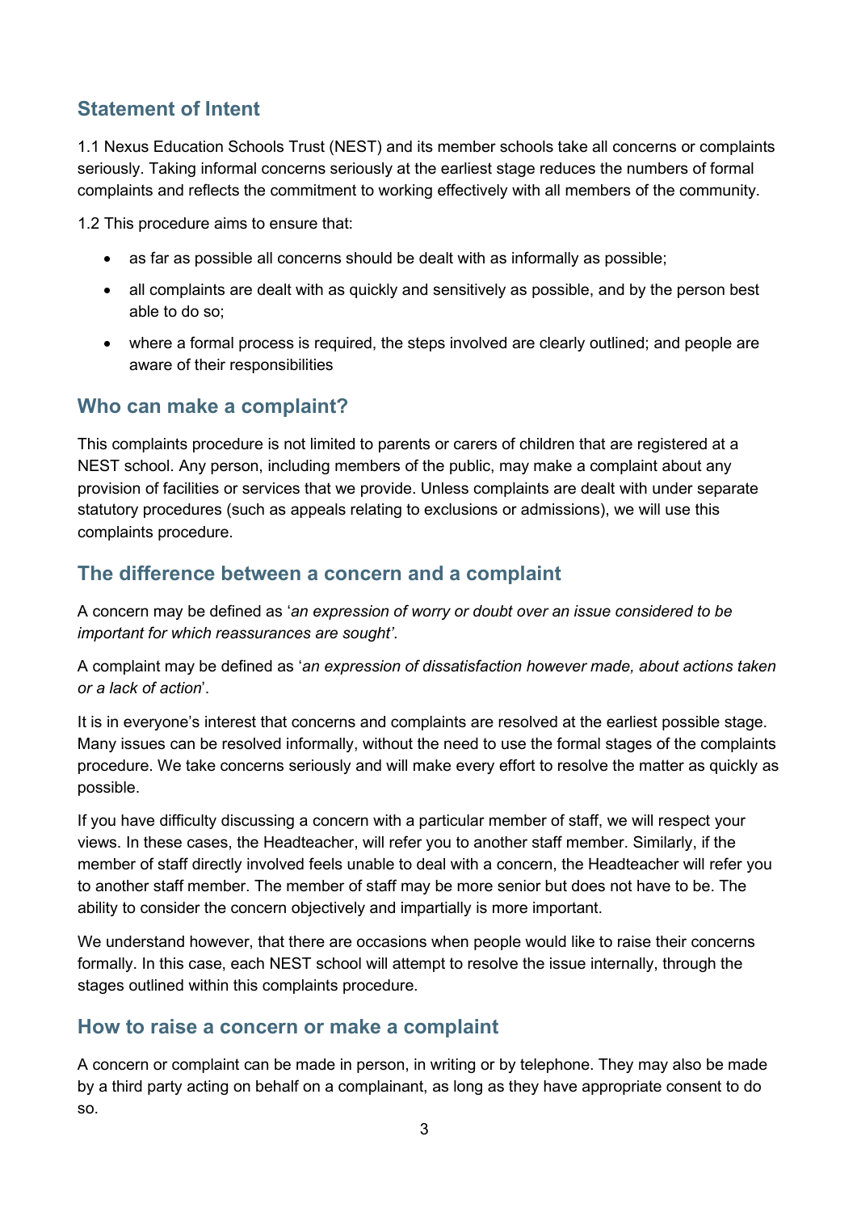## Statement of Intent

1.1 Nexus Education Schools Trust (NEST) and its member schools take all concerns or complaints seriously. Taking informal concerns seriously at the earliest stage reduces the numbers of formal complaints and reflects the commitment to working effectively with all members of the community.

1.2 This procedure aims to ensure that:

- as far as possible all concerns should be dealt with as informally as possible;
- all complaints are dealt with as quickly and sensitively as possible, and by the person best able to do so;
- where a formal process is required, the steps involved are clearly outlined; and people are aware of their responsibilities

## Who can make a complaint?

This complaints procedure is not limited to parents or carers of children that are registered at a NEST school. Any person, including members of the public, may make a complaint about any provision of facilities or services that we provide. Unless complaints are dealt with under separate statutory procedures (such as appeals relating to exclusions or admissions), we will use this complaints procedure.

## The difference between a concern and a complaint

A concern may be defined as '*an expression of worry or doubt over an issue considered to be important for which reassurances are sought'*.

A complaint may be defined as '*an expression of dissatisfaction however made, about actions taken or a lack of action*'.

It is in everyone's interest that concerns and complaints are resolved at the earliest possible stage. Many issues can be resolved informally, without the need to use the formal stages of the complaints procedure. We take concerns seriously and will make every effort to resolve the matter as quickly as possible.

If you have difficulty discussing a concern with a particular member of staff, we will respect your views. In these cases, the Headteacher, will refer you to another staff member. Similarly, if the member of staff directly involved feels unable to deal with a concern, the Headteacher will refer you to another staff member. The member of staff may be more senior but does not have to be. The ability to consider the concern objectively and impartially is more important.

We understand however, that there are occasions when people would like to raise their concerns formally. In this case, each NEST school will attempt to resolve the issue internally, through the stages outlined within this complaints procedure.

## How to raise a concern or make a complaint

A concern or complaint can be made in person, in writing or by telephone. They may also be made by a third party acting on behalf on a complainant, as long as they have appropriate consent to do so.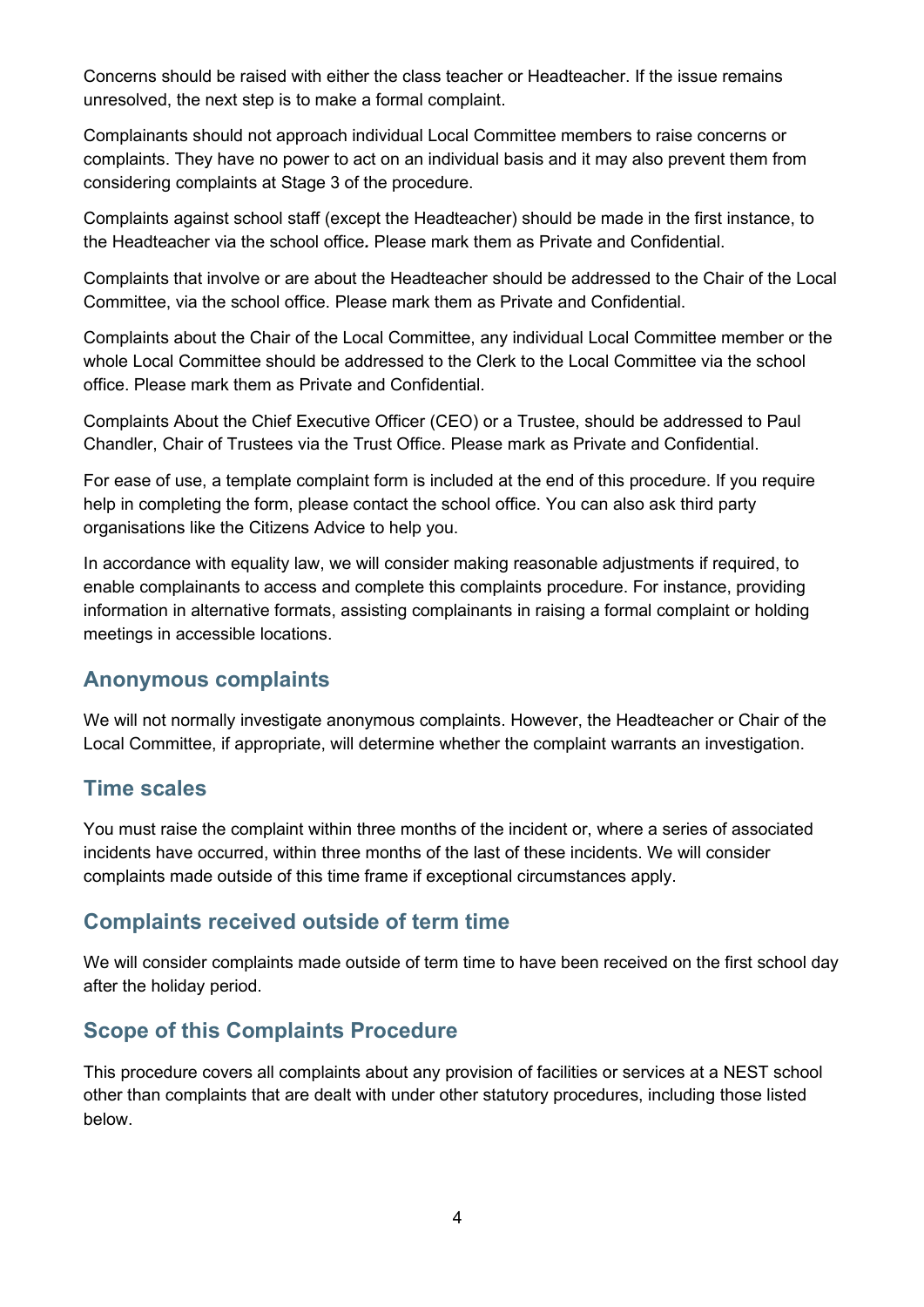Concerns should be raised with either the class teacher or Headteacher. If the issue remains unresolved, the next step is to make a formal complaint.

Complainants should not approach individual Local Committee members to raise concerns or complaints. They have no power to act on an individual basis and it may also prevent them from considering complaints at Stage 3 of the procedure.

Complaints against school staff (except the Headteacher) should be made in the first instance, to the Headteacher via the school office*.* Please mark them as Private and Confidential.

Complaints that involve or are about the Headteacher should be addressed to the Chair of the Local Committee, via the school office. Please mark them as Private and Confidential.

Complaints about the Chair of the Local Committee, any individual Local Committee member or the whole Local Committee should be addressed to the Clerk to the Local Committee via the school office. Please mark them as Private and Confidential.

Complaints About the Chief Executive Officer (CEO) or a Trustee, should be addressed to Paul Chandler, Chair of Trustees via the Trust Office. Please mark as Private and Confidential.

For ease of use, a template complaint form is included at the end of this procedure. If you require help in completing the form, please contact the school office. You can also ask third party organisations like the Citizens Advice to help you.

In accordance with equality law, we will consider making reasonable adjustments if required, to enable complainants to access and complete this complaints procedure. For instance, providing information in alternative formats, assisting complainants in raising a formal complaint or holding meetings in accessible locations.

## Anonymous complaints

We will not normally investigate anonymous complaints. However, the Headteacher or Chair of the Local Committee, if appropriate, will determine whether the complaint warrants an investigation.

## Time scales

You must raise the complaint within three months of the incident or, where a series of associated incidents have occurred, within three months of the last of these incidents. We will consider complaints made outside of this time frame if exceptional circumstances apply.

## Complaints received outside of term time

We will consider complaints made outside of term time to have been received on the first school day after the holiday period.

## Scope of this Complaints Procedure

This procedure covers all complaints about any provision of facilities or services at a NEST school other than complaints that are dealt with under other statutory procedures, including those listed below.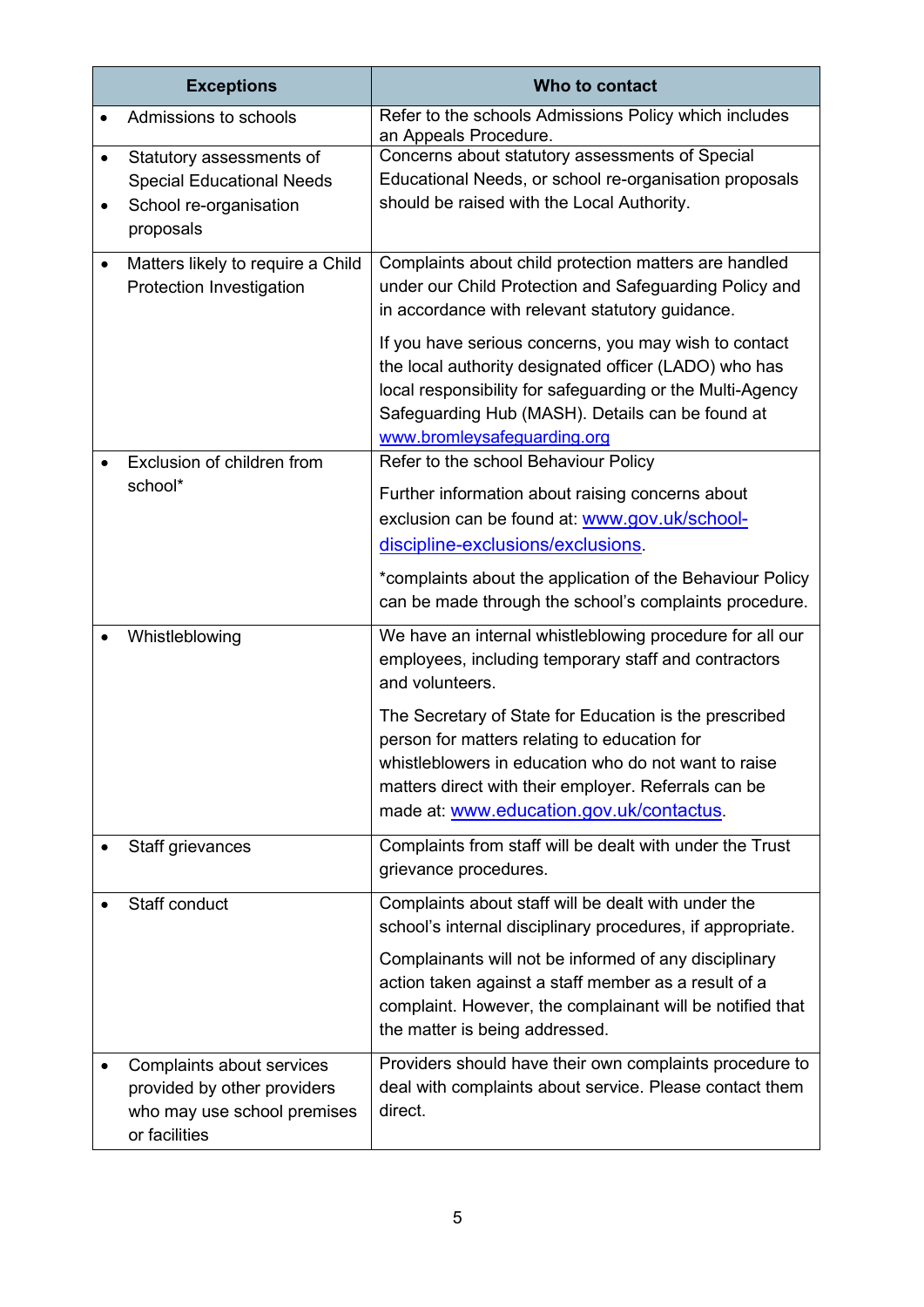| Exceptions | Who to contact |
|---|---|
| • Admissions to schools | Refer to the schools Admissions Policy which includes an Appeals Procedure. |
| • Statutory assessments of Special Educational Needs<br>• School re-organisation proposals | Concerns about statutory assessments of Special Educational Needs, or school re-organisation proposals should be raised with the Local Authority. |
| • Matters likely to require a Child Protection Investigation | Complaints about child protection matters are handled under our Child Protection and Safeguarding Policy and in accordance with relevant statutory guidance.<br><br>If you have serious concerns, you may wish to contact the local authority designated officer (LADO) who has local responsibility for safeguarding or the Multi-Agency Safeguarding Hub (MASH). Details can be found at [www.bromleysafeguarding.org](www.bromleysafeguarding.org) |
| • Exclusion of children from school* | Refer to the school Behaviour Policy<br><br>Further information about raising concerns about exclusion can be found at: [www.gov.uk/school-discipline-exclusions/exclusions](www.gov.uk/school-discipline-exclusions/exclusions).<br><br>*complaints about the application of the Behaviour Policy can be made through the school's complaints procedure. |
| • Whistleblowing | We have an internal whistleblowing procedure for all our employees, including temporary staff and contractors and volunteers.<br><br>The Secretary of State for Education is the prescribed person for matters relating to education for whistleblowers in education who do not want to raise matters direct with their employer. Referrals can be made at: [www.education.gov.uk/contactus](www.education.gov.uk/contactus). |
| • Staff grievances | Complaints from staff will be dealt with under the Trust grievance procedures. |
| • Staff conduct | Complaints about staff will be dealt with under the school's internal disciplinary procedures, if appropriate.<br><br>Complainants will not be informed of any disciplinary action taken against a staff member as a result of a complaint. However, the complainant will be notified that the matter is being addressed. |
| • Complaints about services provided by other providers who may use school premises or facilities | Providers should have their own complaints procedure to deal with complaints about service. Please contact them direct. |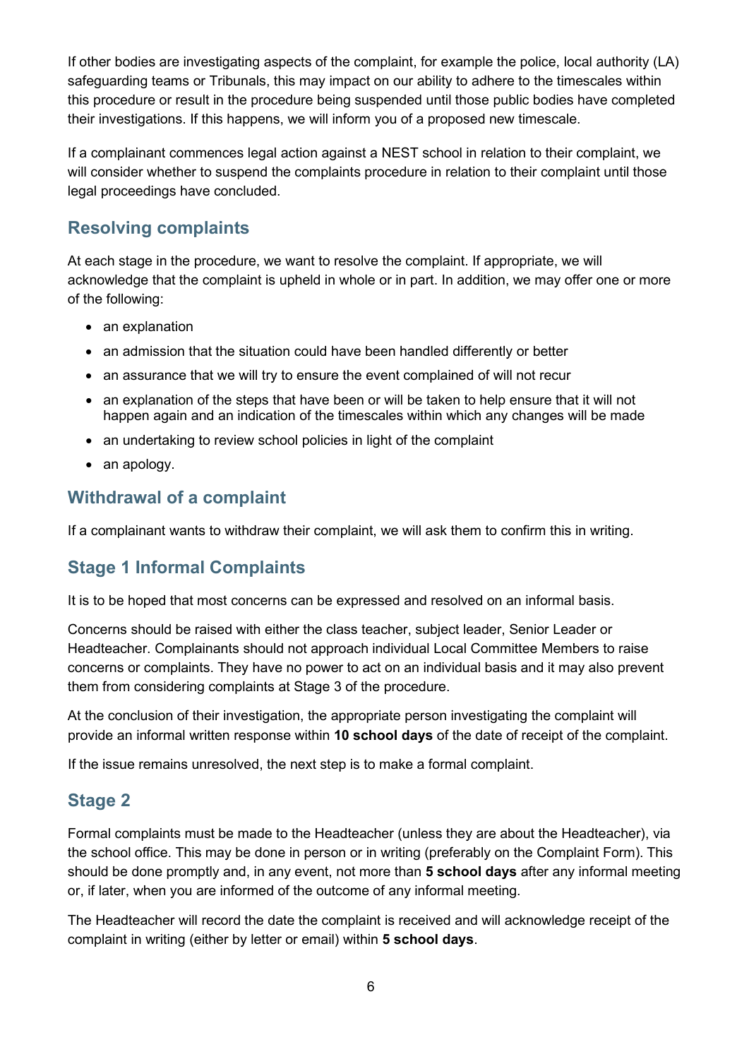If other bodies are investigating aspects of the complaint, for example the police, local authority (LA) safeguarding teams or Tribunals, this may impact on our ability to adhere to the timescales within this procedure or result in the procedure being suspended until those public bodies have completed their investigations. If this happens, we will inform you of a proposed new timescale.

If a complainant commences legal action against a NEST school in relation to their complaint, we will consider whether to suspend the complaints procedure in relation to their complaint until those legal proceedings have concluded.

## Resolving complaints

At each stage in the procedure, we want to resolve the complaint. If appropriate, we will acknowledge that the complaint is upheld in whole or in part. In addition, we may offer one or more of the following:

- an explanation
- an admission that the situation could have been handled differently or better
- an assurance that we will try to ensure the event complained of will not recur
- an explanation of the steps that have been or will be taken to help ensure that it will not happen again and an indication of the timescales within which any changes will be made
- an undertaking to review school policies in light of the complaint
- an apology.

## Withdrawal of a complaint

If a complainant wants to withdraw their complaint, we will ask them to confirm this in writing.

## Stage 1 Informal Complaints

It is to be hoped that most concerns can be expressed and resolved on an informal basis.

Concerns should be raised with either the class teacher, subject leader, Senior Leader or Headteacher. Complainants should not approach individual Local Committee Members to raise concerns or complaints. They have no power to act on an individual basis and it may also prevent them from considering complaints at Stage 3 of the procedure.

At the conclusion of their investigation, the appropriate person investigating the complaint will provide an informal written response within **10 school days** of the date of receipt of the complaint.

If the issue remains unresolved, the next step is to make a formal complaint.

## Stage 2

Formal complaints must be made to the Headteacher (unless they are about the Headteacher), via the school office. This may be done in person or in writing (preferably on the Complaint Form). This should be done promptly and, in any event, not more than **5 school days** after any informal meeting or, if later, when you are informed of the outcome of any informal meeting.

The Headteacher will record the date the complaint is received and will acknowledge receipt of the complaint in writing (either by letter or email) within **5 school days**.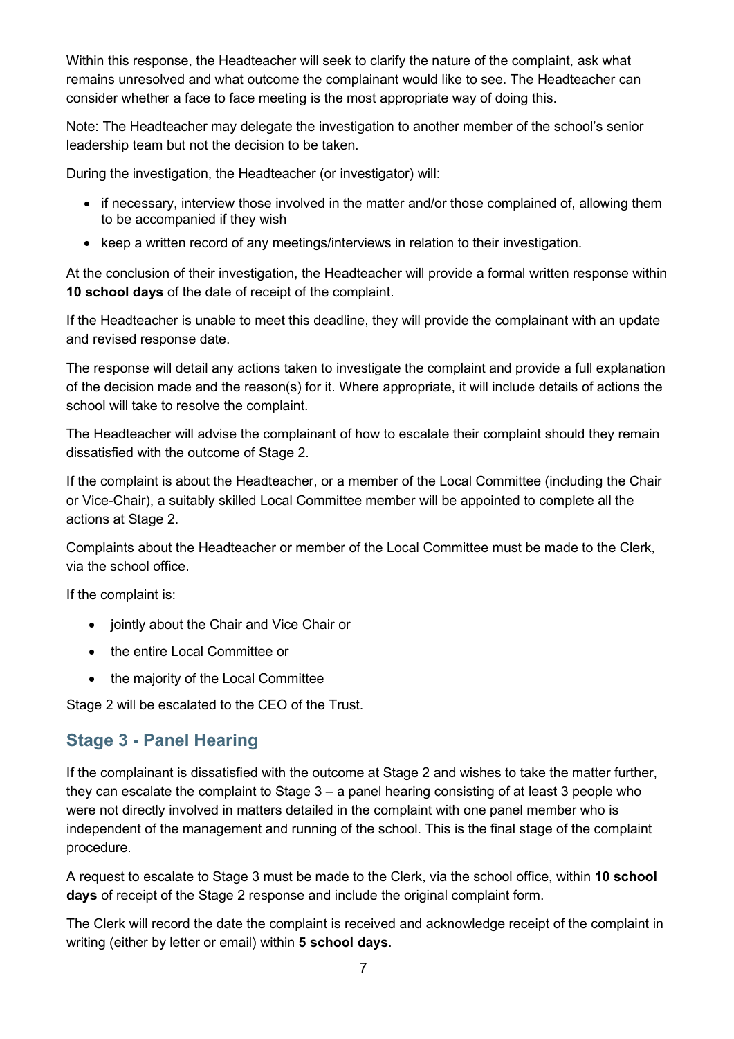Within this response, the Headteacher will seek to clarify the nature of the complaint, ask what remains unresolved and what outcome the complainant would like to see. The Headteacher can consider whether a face to face meeting is the most appropriate way of doing this.

Note: The Headteacher may delegate the investigation to another member of the school's senior leadership team but not the decision to be taken.

During the investigation, the Headteacher (or investigator) will:

- if necessary, interview those involved in the matter and/or those complained of, allowing them to be accompanied if they wish
- keep a written record of any meetings/interviews in relation to their investigation.

At the conclusion of their investigation, the Headteacher will provide a formal written response within **10 school days** of the date of receipt of the complaint.

If the Headteacher is unable to meet this deadline, they will provide the complainant with an update and revised response date.

The response will detail any actions taken to investigate the complaint and provide a full explanation of the decision made and the reason(s) for it. Where appropriate, it will include details of actions the school will take to resolve the complaint.

The Headteacher will advise the complainant of how to escalate their complaint should they remain dissatisfied with the outcome of Stage 2.

If the complaint is about the Headteacher, or a member of the Local Committee (including the Chair or Vice-Chair), a suitably skilled Local Committee member will be appointed to complete all the actions at Stage 2.

Complaints about the Headteacher or member of the Local Committee must be made to the Clerk, via the school office.

If the complaint is:

- jointly about the Chair and Vice Chair or
- the entire Local Committee or
- the majority of the Local Committee

Stage 2 will be escalated to the CEO of the Trust.

## Stage 3 - Panel Hearing

If the complainant is dissatisfied with the outcome at Stage 2 and wishes to take the matter further, they can escalate the complaint to Stage 3 – a panel hearing consisting of at least 3 people who were not directly involved in matters detailed in the complaint with one panel member who is independent of the management and running of the school. This is the final stage of the complaint procedure.

A request to escalate to Stage 3 must be made to the Clerk, via the school office, within **10 school days** of receipt of the Stage 2 response and include the original complaint form.

The Clerk will record the date the complaint is received and acknowledge receipt of the complaint in writing (either by letter or email) within **5 school days**.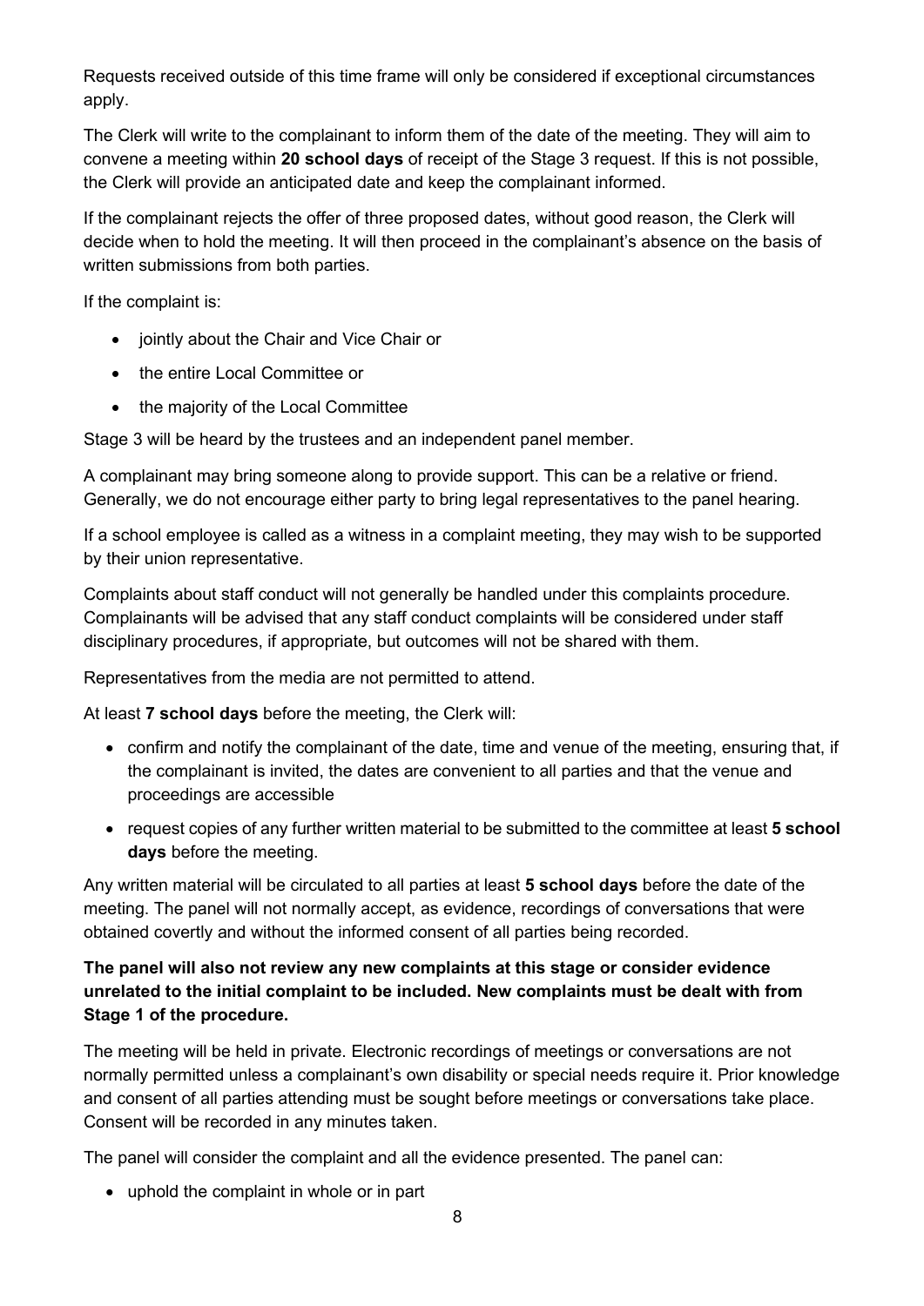Requests received outside of this time frame will only be considered if exceptional circumstances apply.

The Clerk will write to the complainant to inform them of the date of the meeting. They will aim to convene a meeting within **20 school days** of receipt of the Stage 3 request. If this is not possible, the Clerk will provide an anticipated date and keep the complainant informed.

If the complainant rejects the offer of three proposed dates, without good reason, the Clerk will decide when to hold the meeting. It will then proceed in the complainant's absence on the basis of written submissions from both parties.

If the complaint is:

- jointly about the Chair and Vice Chair or
- the entire Local Committee or
- the majority of the Local Committee

Stage 3 will be heard by the trustees and an independent panel member.

A complainant may bring someone along to provide support. This can be a relative or friend. Generally, we do not encourage either party to bring legal representatives to the panel hearing.

If a school employee is called as a witness in a complaint meeting, they may wish to be supported by their union representative.

Complaints about staff conduct will not generally be handled under this complaints procedure. Complainants will be advised that any staff conduct complaints will be considered under staff disciplinary procedures, if appropriate, but outcomes will not be shared with them.

Representatives from the media are not permitted to attend.

At least **7 school days** before the meeting, the Clerk will:

- confirm and notify the complainant of the date, time and venue of the meeting, ensuring that, if the complainant is invited, the dates are convenient to all parties and that the venue and proceedings are accessible
- request copies of any further written material to be submitted to the committee at least **5 school days** before the meeting.

Any written material will be circulated to all parties at least **5 school days** before the date of the meeting. The panel will not normally accept, as evidence, recordings of conversations that were obtained covertly and without the informed consent of all parties being recorded.

**The panel will also not review any new complaints at this stage or consider evidence unrelated to the initial complaint to be included. New complaints must be dealt with from Stage 1 of the procedure.**

The meeting will be held in private. Electronic recordings of meetings or conversations are not normally permitted unless a complainant's own disability or special needs require it. Prior knowledge and consent of all parties attending must be sought before meetings or conversations take place. Consent will be recorded in any minutes taken.

The panel will consider the complaint and all the evidence presented. The panel can:

- uphold the complaint in whole or in part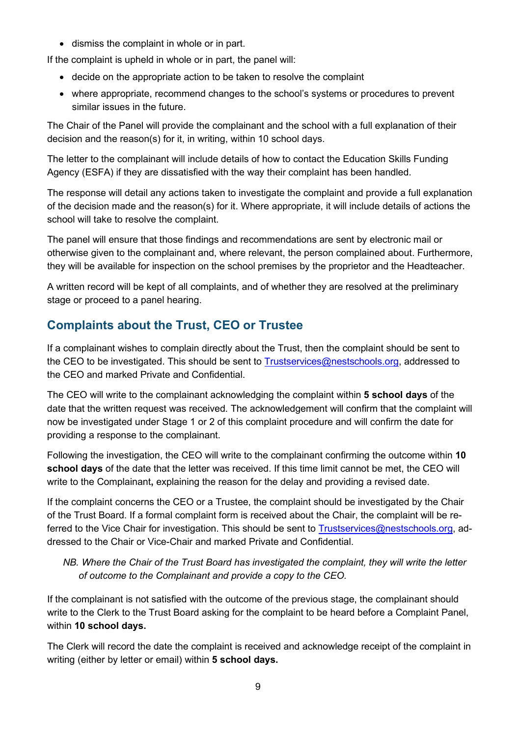- dismiss the complaint in whole or in part.

If the complaint is upheld in whole or in part, the panel will:

- decide on the appropriate action to be taken to resolve the complaint
- where appropriate, recommend changes to the school's systems or procedures to prevent similar issues in the future.

The Chair of the Panel will provide the complainant and the school with a full explanation of their decision and the reason(s) for it, in writing, within 10 school days.

The letter to the complainant will include details of how to contact the Education Skills Funding Agency (ESFA) if they are dissatisfied with the way their complaint has been handled.

The response will detail any actions taken to investigate the complaint and provide a full explanation of the decision made and the reason(s) for it. Where appropriate, it will include details of actions the school will take to resolve the complaint.

The panel will ensure that those findings and recommendations are sent by electronic mail or otherwise given to the complainant and, where relevant, the person complained about. Furthermore, they will be available for inspection on the school premises by the proprietor and the Headteacher.

A written record will be kept of all complaints, and of whether they are resolved at the preliminary stage or proceed to a panel hearing.

## Complaints about the Trust, CEO or Trustee

If a complainant wishes to complain directly about the Trust, then the complaint should be sent to the CEO to be investigated. This should be sent to Trustservices@nestschools.org, addressed to the CEO and marked Private and Confidential.

The CEO will write to the complainant acknowledging the complaint within **5 school days** of the date that the written request was received. The acknowledgement will confirm that the complaint will now be investigated under Stage 1 or 2 of this complaint procedure and will confirm the date for providing a response to the complainant.

Following the investigation, the CEO will write to the complainant confirming the outcome within **10 school days** of the date that the letter was received. If this time limit cannot be met, the CEO will write to the Complainant**,** explaining the reason for the delay and providing a revised date.

If the complaint concerns the CEO or a Trustee, the complaint should be investigated by the Chair of the Trust Board. If a formal complaint form is received about the Chair, the complaint will be referred to the Vice Chair for investigation. This should be sent to Trustservices@nestschools.org, addressed to the Chair or Vice-Chair and marked Private and Confidential.

*NB. Where the Chair of the Trust Board has investigated the complaint, they will write the letter of outcome to the Complainant and provide a copy to the CEO.*

If the complainant is not satisfied with the outcome of the previous stage, the complainant should write to the Clerk to the Trust Board asking for the complaint to be heard before a Complaint Panel, within **10 school days.**

The Clerk will record the date the complaint is received and acknowledge receipt of the complaint in writing (either by letter or email) within **5 school days.**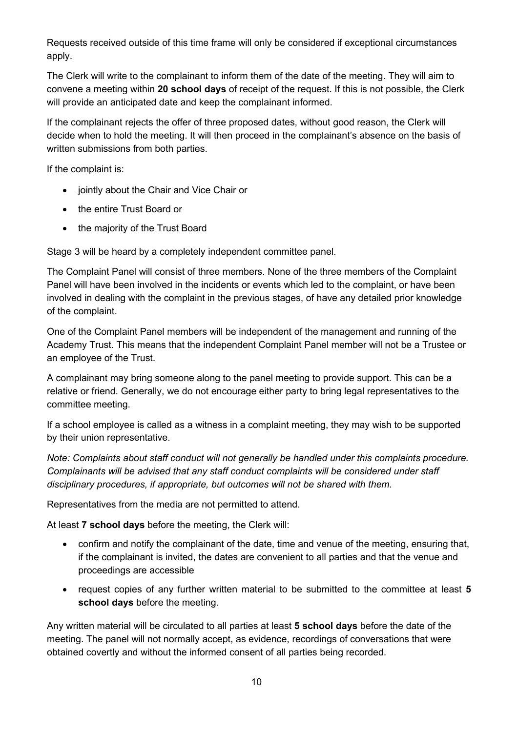Requests received outside of this time frame will only be considered if exceptional circumstances apply.

The Clerk will write to the complainant to inform them of the date of the meeting. They will aim to convene a meeting within **20 school days** of receipt of the request. If this is not possible, the Clerk will provide an anticipated date and keep the complainant informed.

If the complainant rejects the offer of three proposed dates, without good reason, the Clerk will decide when to hold the meeting. It will then proceed in the complainant's absence on the basis of written submissions from both parties.

If the complaint is:

- jointly about the Chair and Vice Chair or
- the entire Trust Board or
- the majority of the Trust Board

Stage 3 will be heard by a completely independent committee panel.

The Complaint Panel will consist of three members. None of the three members of the Complaint Panel will have been involved in the incidents or events which led to the complaint, or have been involved in dealing with the complaint in the previous stages, of have any detailed prior knowledge of the complaint.

One of the Complaint Panel members will be independent of the management and running of the Academy Trust. This means that the independent Complaint Panel member will not be a Trustee or an employee of the Trust.

A complainant may bring someone along to the panel meeting to provide support. This can be a relative or friend. Generally, we do not encourage either party to bring legal representatives to the committee meeting.

If a school employee is called as a witness in a complaint meeting, they may wish to be supported by their union representative.

*Note: Complaints about staff conduct will not generally be handled under this complaints procedure. Complainants will be advised that any staff conduct complaints will be considered under staff disciplinary procedures, if appropriate, but outcomes will not be shared with them.*

Representatives from the media are not permitted to attend.

At least **7 school days** before the meeting, the Clerk will:

- confirm and notify the complainant of the date, time and venue of the meeting, ensuring that, if the complainant is invited, the dates are convenient to all parties and that the venue and proceedings are accessible
- request copies of any further written material to be submitted to the committee at least **5 school days** before the meeting.

Any written material will be circulated to all parties at least **5 school days** before the date of the meeting. The panel will not normally accept, as evidence, recordings of conversations that were obtained covertly and without the informed consent of all parties being recorded.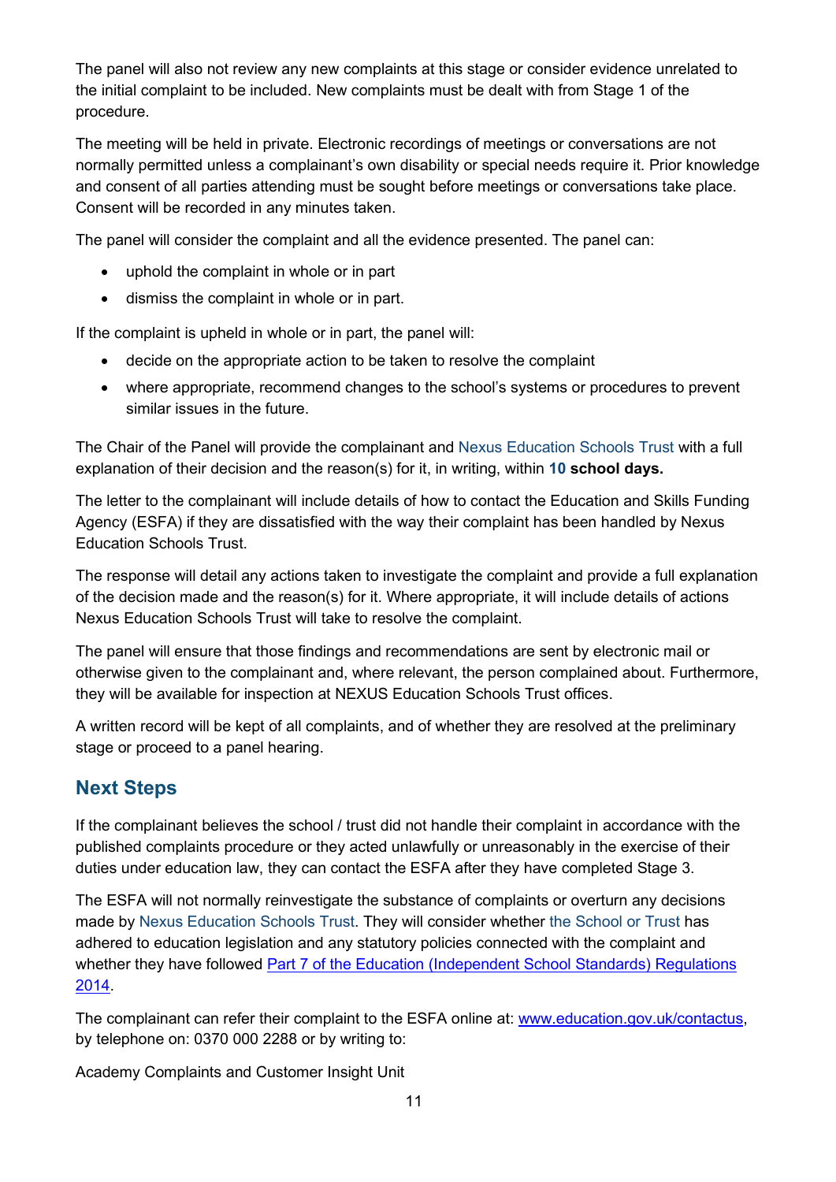The panel will also not review any new complaints at this stage or consider evidence unrelated to the initial complaint to be included. New complaints must be dealt with from Stage 1 of the procedure.

The meeting will be held in private. Electronic recordings of meetings or conversations are not normally permitted unless a complainant's own disability or special needs require it. Prior knowledge and consent of all parties attending must be sought before meetings or conversations take place. Consent will be recorded in any minutes taken.

The panel will consider the complaint and all the evidence presented. The panel can:

- uphold the complaint in whole or in part
- dismiss the complaint in whole or in part.

If the complaint is upheld in whole or in part, the panel will:

- decide on the appropriate action to be taken to resolve the complaint
- where appropriate, recommend changes to the school's systems or procedures to prevent similar issues in the future.

The Chair of the Panel will provide the complainant and Nexus Education Schools Trust with a full explanation of their decision and the reason(s) for it, in writing, within **10 school days.**

The letter to the complainant will include details of how to contact the Education and Skills Funding Agency (ESFA) if they are dissatisfied with the way their complaint has been handled by Nexus Education Schools Trust.

The response will detail any actions taken to investigate the complaint and provide a full explanation of the decision made and the reason(s) for it. Where appropriate, it will include details of actions Nexus Education Schools Trust will take to resolve the complaint.

The panel will ensure that those findings and recommendations are sent by electronic mail or otherwise given to the complainant and, where relevant, the person complained about. Furthermore, they will be available for inspection at NEXUS Education Schools Trust offices.

A written record will be kept of all complaints, and of whether they are resolved at the preliminary stage or proceed to a panel hearing.

## Next Steps

If the complainant believes the school / trust did not handle their complaint in accordance with the published complaints procedure or they acted unlawfully or unreasonably in the exercise of their duties under education law, they can contact the ESFA after they have completed Stage 3.

The ESFA will not normally reinvestigate the substance of complaints or overturn any decisions made by Nexus Education Schools Trust. They will consider whether the School or Trust has adhered to education legislation and any statutory policies connected with the complaint and whether they have followed Part 7 of the Education (Independent School Standards) Regulations 2014.

The complainant can refer their complaint to the ESFA online at: www.education.gov.uk/contactus, by telephone on: 0370 000 2288 or by writing to:

Academy Complaints and Customer Insight Unit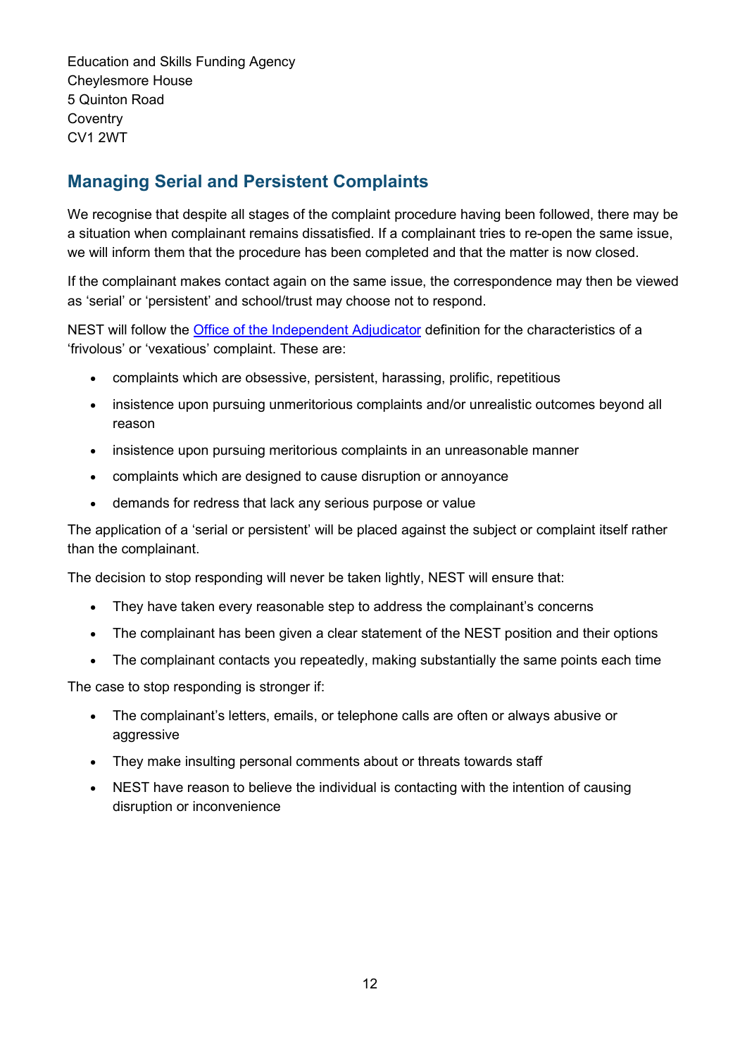Education and Skills Funding Agency
Cheylesmore House
5 Quinton Road
Coventry
CV1 2WT

## Managing Serial and Persistent Complaints

We recognise that despite all stages of the complaint procedure having been followed, there may be a situation when complainant remains dissatisfied. If a complainant tries to re-open the same issue, we will inform them that the procedure has been completed and that the matter is now closed.

If the complainant makes contact again on the same issue, the correspondence may then be viewed as 'serial' or 'persistent' and school/trust may choose not to respond.

NEST will follow the [Office of the Independent Adjudicator]() definition for the characteristics of a 'frivolous' or 'vexatious' complaint. These are:

- complaints which are obsessive, persistent, harassing, prolific, repetitious
- insistence upon pursuing unmeritorious complaints and/or unrealistic outcomes beyond all reason
- insistence upon pursuing meritorious complaints in an unreasonable manner
- complaints which are designed to cause disruption or annoyance
- demands for redress that lack any serious purpose or value

The application of a 'serial or persistent' will be placed against the subject or complaint itself rather than the complainant.

The decision to stop responding will never be taken lightly, NEST will ensure that:

- They have taken every reasonable step to address the complainant's concerns
- The complainant has been given a clear statement of the NEST position and their options
- The complainant contacts you repeatedly, making substantially the same points each time

The case to stop responding is stronger if:

- The complainant's letters, emails, or telephone calls are often or always abusive or aggressive
- They make insulting personal comments about or threats towards staff
- NEST have reason to believe the individual is contacting with the intention of causing disruption or inconvenience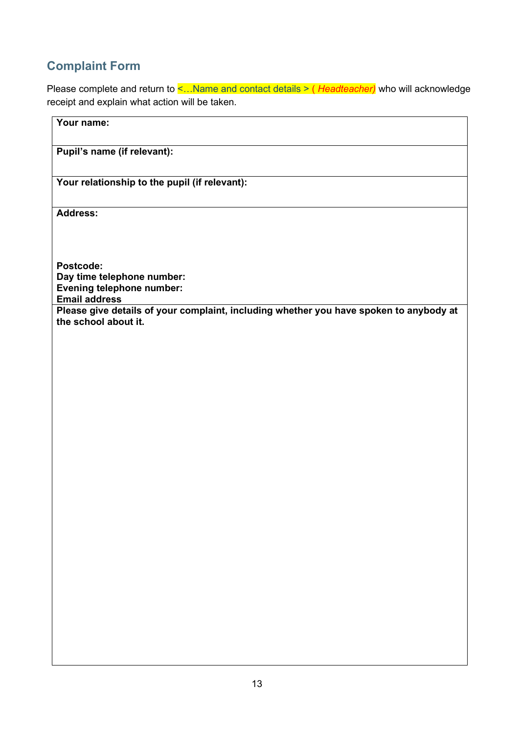## Complaint Form

Please complete and return to <…Name and contact details > ( *Headteacher)* who will acknowledge receipt and explain what action will be taken.

| **Your name:** |
|---|
| **Pupil's name (if relevant):** |
| **Your relationship to the pupil (if relevant):** |
| **Address:**<br><br><br><br>**Postcode:**<br>**Day time telephone number:**<br>**Evening telephone number:**<br>**Email address** |
| **Please give details of your complaint, including whether you have spoken to anybody at the school about it.** |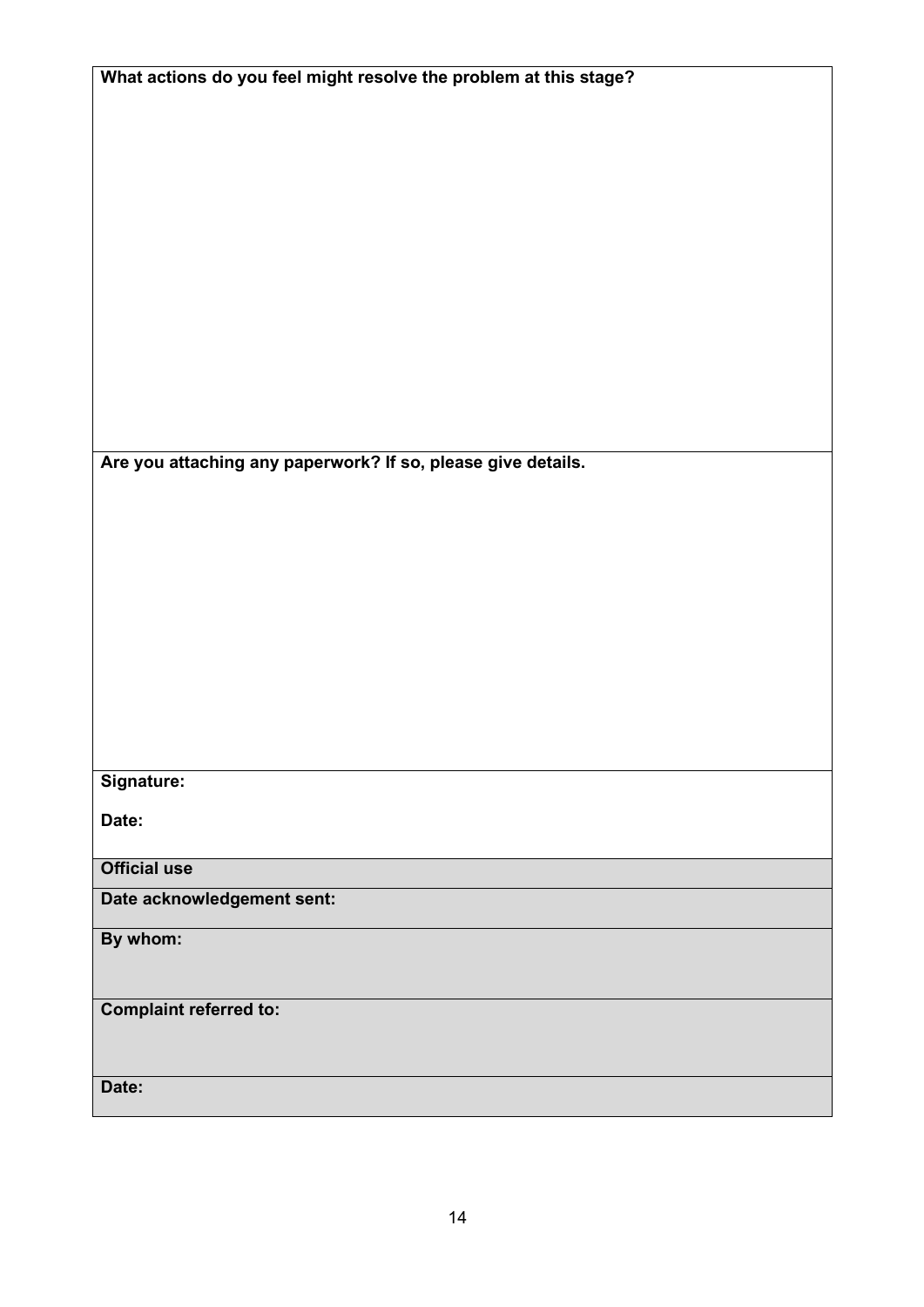| **What actions do you feel might resolve the problem at this stage?** |
|---|
| |
| **Are you attaching any paperwork? If so, please give details.** |
| |
| **Signature:**<br><br>**Date:** |
| **Official use** |
| **Date acknowledgement sent:** |
| **By whom:** |
| **Complaint referred to:** |
| **Date:** |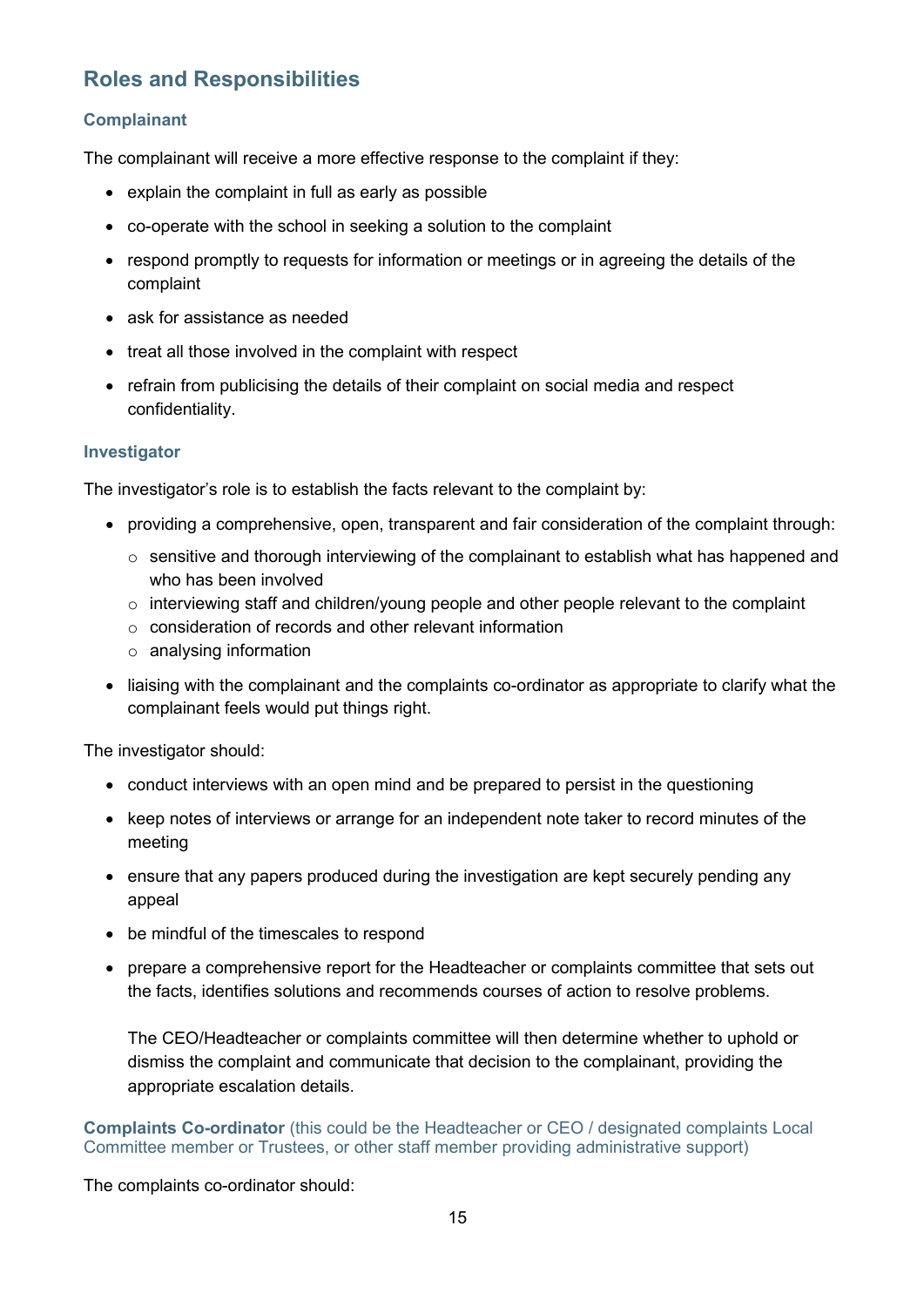## Roles and Responsibilities

### Complainant

The complainant will receive a more effective response to the complaint if they:

- explain the complaint in full as early as possible
- co-operate with the school in seeking a solution to the complaint
- respond promptly to requests for information or meetings or in agreeing the details of the complaint
- ask for assistance as needed
- treat all those involved in the complaint with respect
- refrain from publicising the details of their complaint on social media and respect confidentiality.

### Investigator

The investigator's role is to establish the facts relevant to the complaint by:

- providing a comprehensive, open, transparent and fair consideration of the complaint through:
  - sensitive and thorough interviewing of the complainant to establish what has happened and who has been involved
  - interviewing staff and children/young people and other people relevant to the complaint
  - consideration of records and other relevant information
  - analysing information
- liaising with the complainant and the complaints co-ordinator as appropriate to clarify what the complainant feels would put things right.

The investigator should:

- conduct interviews with an open mind and be prepared to persist in the questioning
- keep notes of interviews or arrange for an independent note taker to record minutes of the meeting
- ensure that any papers produced during the investigation are kept securely pending any appeal
- be mindful of the timescales to respond
- prepare a comprehensive report for the Headteacher or complaints committee that sets out the facts, identifies solutions and recommends courses of action to resolve problems.

  The CEO/Headteacher or complaints committee will then determine whether to uphold or dismiss the complaint and communicate that decision to the complainant, providing the appropriate escalation details.

### Complaints Co-ordinator (this could be the Headteacher or CEO / designated complaints Local Committee member or Trustees, or other staff member providing administrative support)

The complaints co-ordinator should: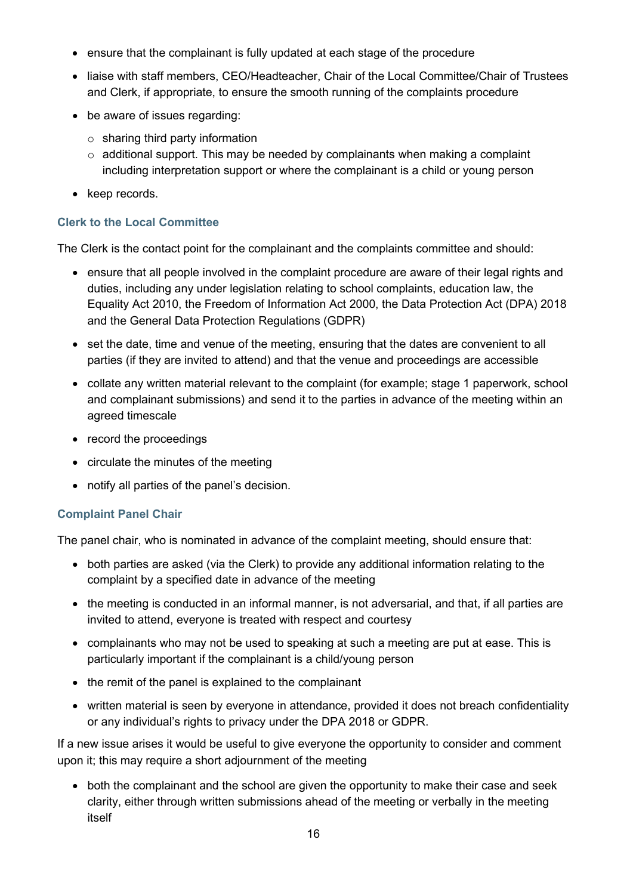- ensure that the complainant is fully updated at each stage of the procedure
- liaise with staff members, CEO/Headteacher, Chair of the Local Committee/Chair of Trustees and Clerk, if appropriate, to ensure the smooth running of the complaints procedure
- be aware of issues regarding:
  - sharing third party information
  - additional support. This may be needed by complainants when making a complaint including interpretation support or where the complainant is a child or young person
- keep records.

### Clerk to the Local Committee

The Clerk is the contact point for the complainant and the complaints committee and should:

- ensure that all people involved in the complaint procedure are aware of their legal rights and duties, including any under legislation relating to school complaints, education law, the Equality Act 2010, the Freedom of Information Act 2000, the Data Protection Act (DPA) 2018 and the General Data Protection Regulations (GDPR)
- set the date, time and venue of the meeting, ensuring that the dates are convenient to all parties (if they are invited to attend) and that the venue and proceedings are accessible
- collate any written material relevant to the complaint (for example; stage 1 paperwork, school and complainant submissions) and send it to the parties in advance of the meeting within an agreed timescale
- record the proceedings
- circulate the minutes of the meeting
- notify all parties of the panel's decision.

### Complaint Panel Chair

The panel chair, who is nominated in advance of the complaint meeting, should ensure that:

- both parties are asked (via the Clerk) to provide any additional information relating to the complaint by a specified date in advance of the meeting
- the meeting is conducted in an informal manner, is not adversarial, and that, if all parties are invited to attend, everyone is treated with respect and courtesy
- complainants who may not be used to speaking at such a meeting are put at ease. This is particularly important if the complainant is a child/young person
- the remit of the panel is explained to the complainant
- written material is seen by everyone in attendance, provided it does not breach confidentiality or any individual's rights to privacy under the DPA 2018 or GDPR.

If a new issue arises it would be useful to give everyone the opportunity to consider and comment upon it; this may require a short adjournment of the meeting

- both the complainant and the school are given the opportunity to make their case and seek clarity, either through written submissions ahead of the meeting or verbally in the meeting itself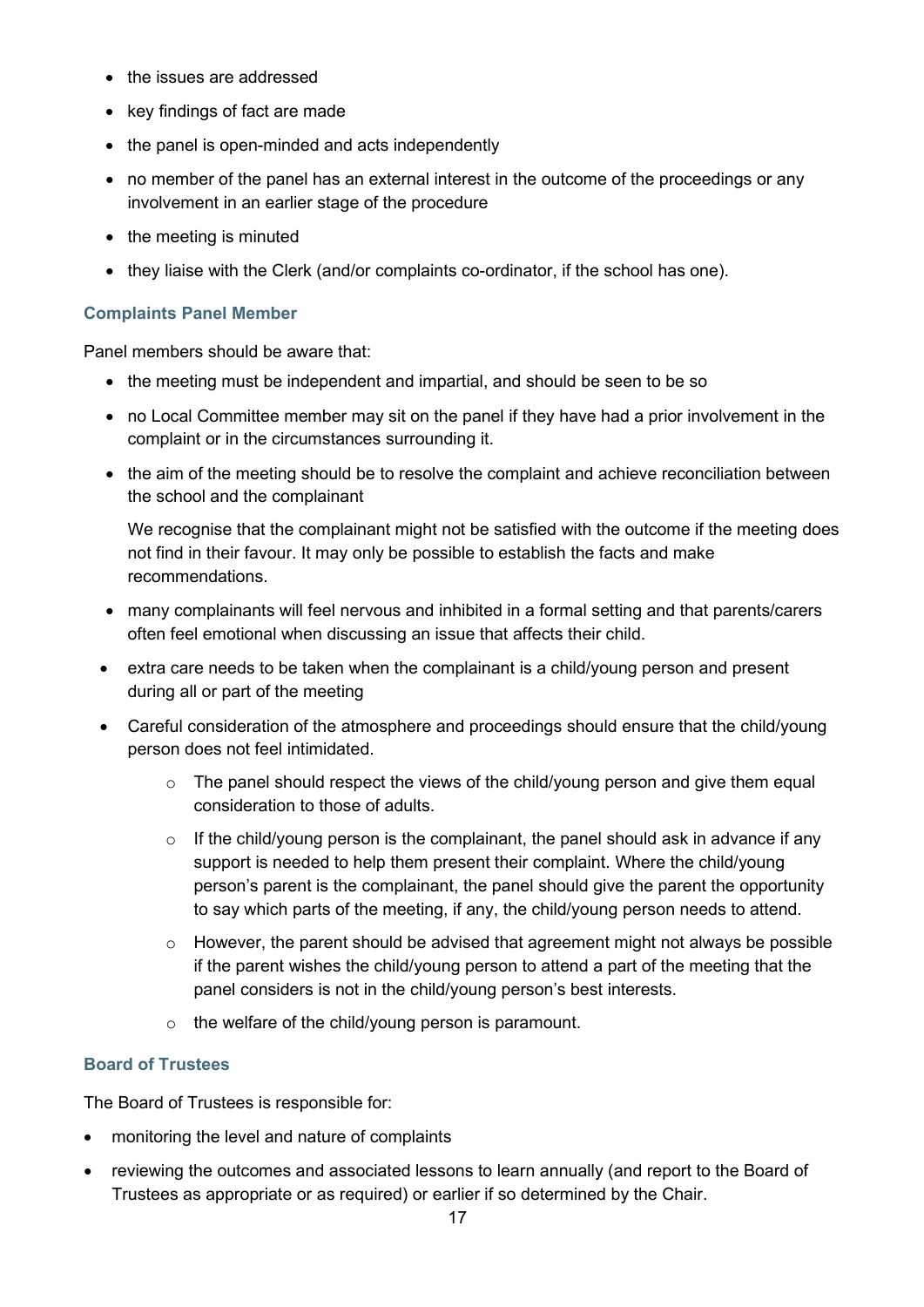- the issues are addressed
- key findings of fact are made
- the panel is open-minded and acts independently
- no member of the panel has an external interest in the outcome of the proceedings or any involvement in an earlier stage of the procedure
- the meeting is minuted
- they liaise with the Clerk (and/or complaints co-ordinator, if the school has one).

### Complaints Panel Member

Panel members should be aware that:

- the meeting must be independent and impartial, and should be seen to be so
- no Local Committee member may sit on the panel if they have had a prior involvement in the complaint or in the circumstances surrounding it.
- the aim of the meeting should be to resolve the complaint and achieve reconciliation between the school and the complainant

  We recognise that the complainant might not be satisfied with the outcome if the meeting does not find in their favour. It may only be possible to establish the facts and make recommendations.

- many complainants will feel nervous and inhibited in a formal setting and that parents/carers often feel emotional when discussing an issue that affects their child.
- extra care needs to be taken when the complainant is a child/young person and present during all or part of the meeting
- Careful consideration of the atmosphere and proceedings should ensure that the child/young person does not feel intimidated.
  - The panel should respect the views of the child/young person and give them equal consideration to those of adults.
  - If the child/young person is the complainant, the panel should ask in advance if any support is needed to help them present their complaint. Where the child/young person's parent is the complainant, the panel should give the parent the opportunity to say which parts of the meeting, if any, the child/young person needs to attend.
  - However, the parent should be advised that agreement might not always be possible if the parent wishes the child/young person to attend a part of the meeting that the panel considers is not in the child/young person's best interests.
  - the welfare of the child/young person is paramount.

### Board of Trustees

The Board of Trustees is responsible for:

- monitoring the level and nature of complaints
- reviewing the outcomes and associated lessons to learn annually (and report to the Board of Trustees as appropriate or as required) or earlier if so determined by the Chair.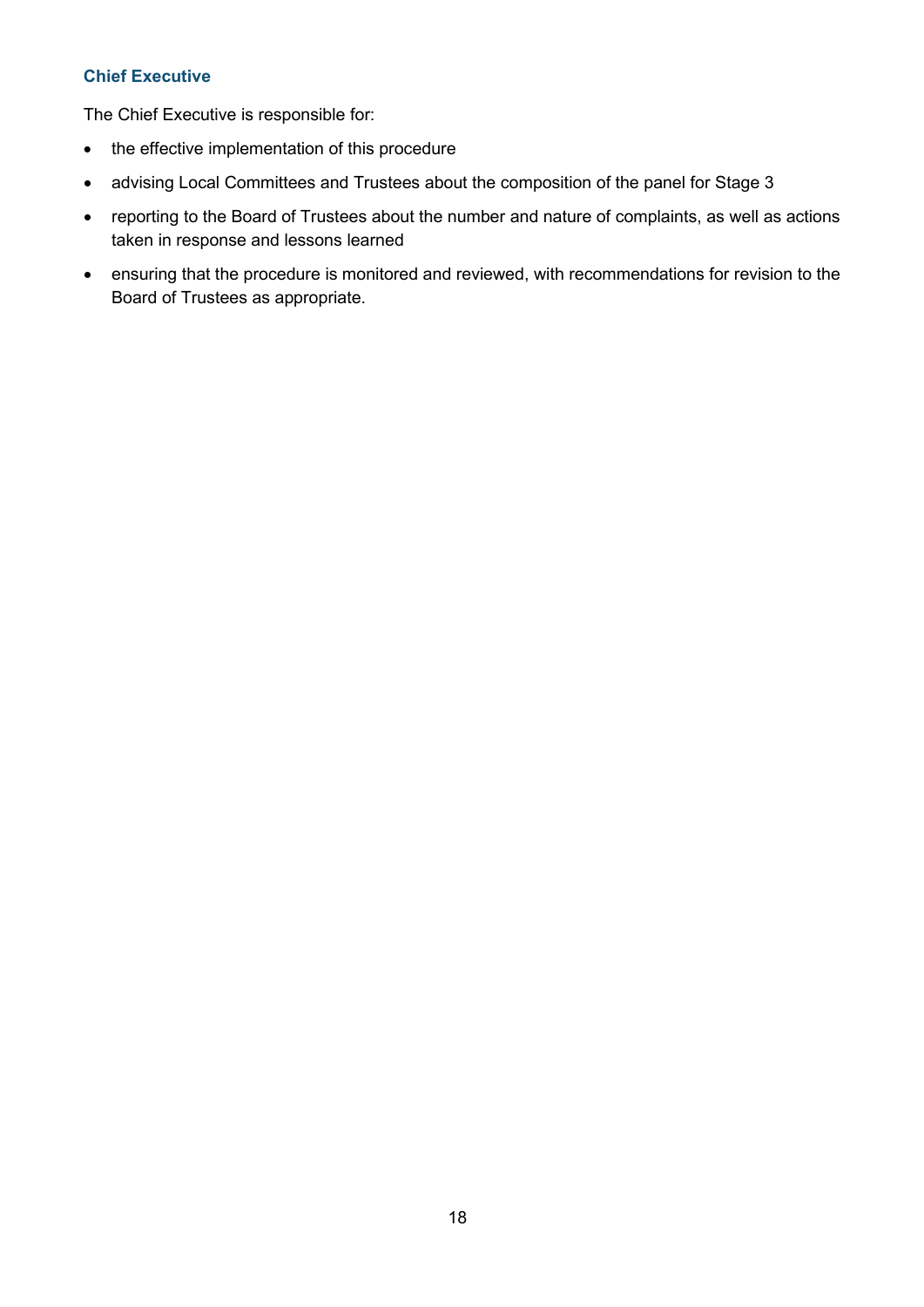### Chief Executive

The Chief Executive is responsible for:

- the effective implementation of this procedure
- advising Local Committees and Trustees about the composition of the panel for Stage 3
- reporting to the Board of Trustees about the number and nature of complaints, as well as actions taken in response and lessons learned
- ensuring that the procedure is monitored and reviewed, with recommendations for revision to the Board of Trustees as appropriate.